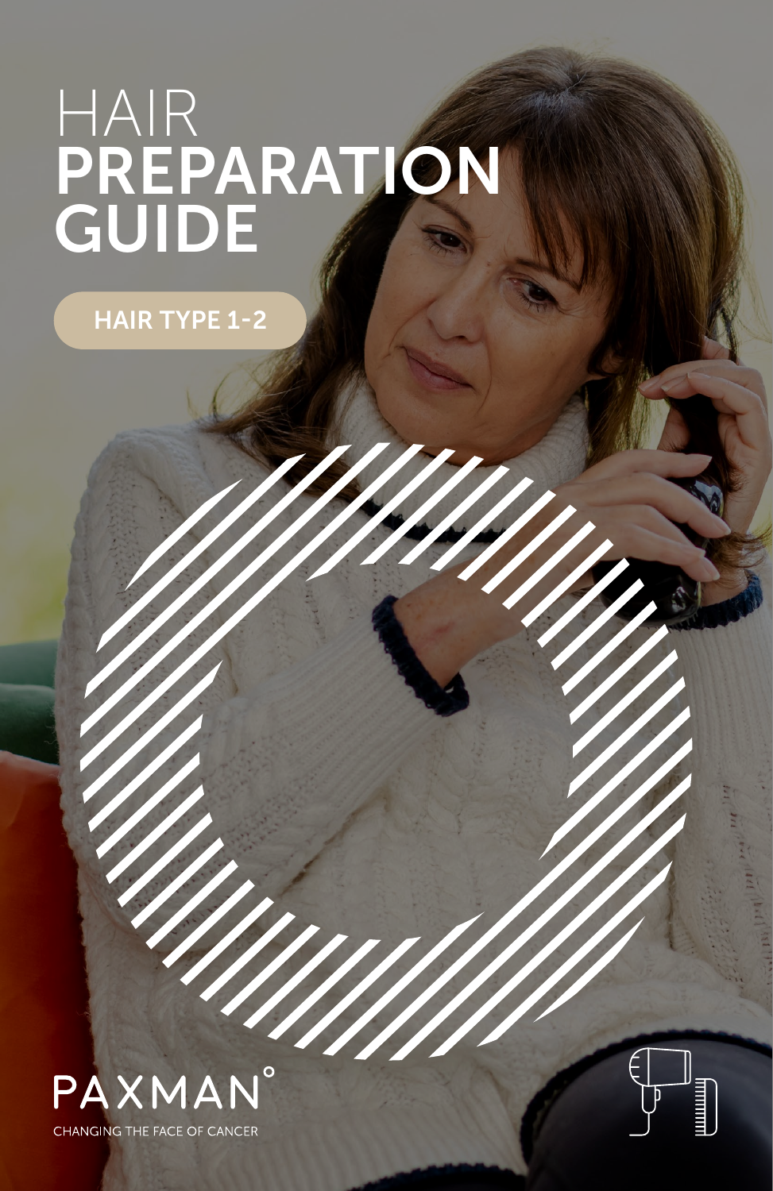# HAIR PREPARATION GUIDE

HAIR TYPE 1-2

PAXMAN°

CHANGING THE FACE OF CANCER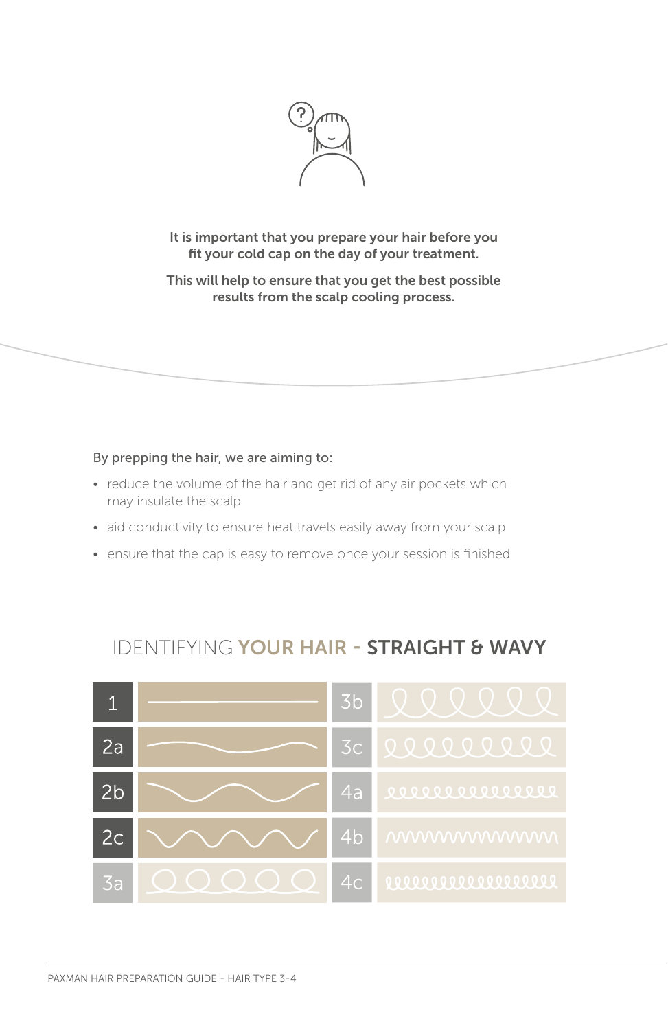**It is important that you prepare your hair before you fit your cold cap on the day of your treatment.**

**This will help to ensure that you get the best possible results from the scalp cooling process.**

By prepping the hair, we are aiming to:

- reduce the volume of the hair and get rid of any air pockets which may insulate the scalp
- aid conductivity to ensure heat travels easily away from your scalp
- ensure that the cap is easy to remove once your session is finished

## IDENTIFYING YOUR HAIR - STRAIGHT & WAVY

| | |
|---|---|
| 1 | 3b |
| 2a | 3c |
| 2b | 4a |
| 2c | 4b |
| 3a | 4c |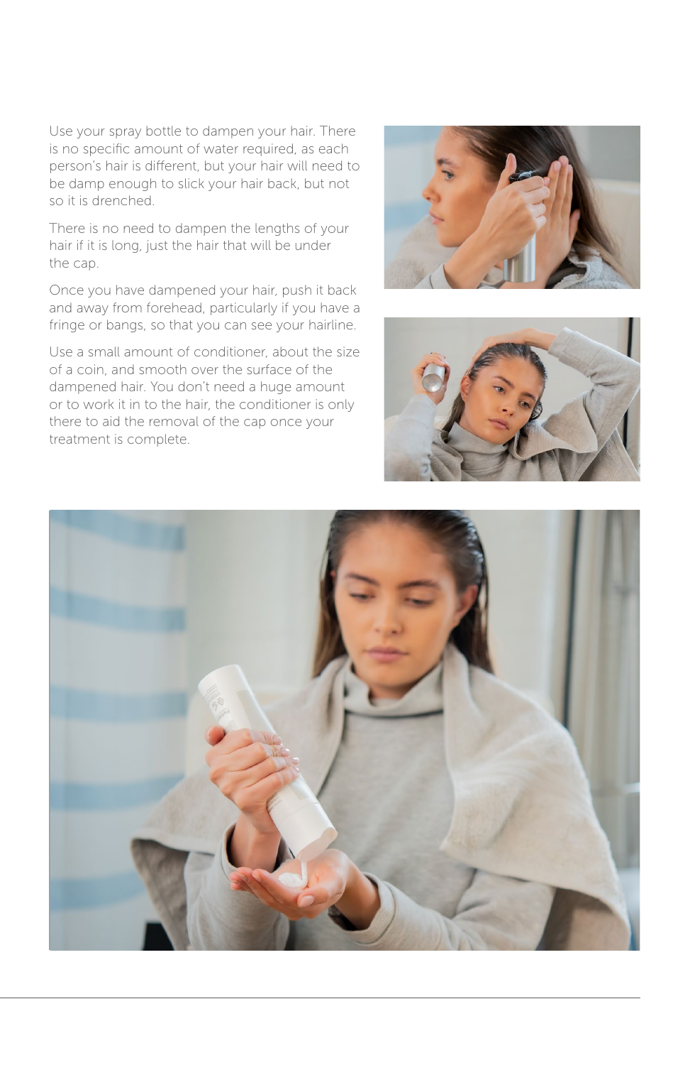Use your spray bottle to dampen your hair. There is no specific amount of water required, as each person's hair is different, but your hair will need to be damp enough to slick your hair back, but not so it is drenched.

There is no need to dampen the lengths of your hair if it is long, just the hair that will be under the cap.

Once you have dampened your hair, push it back and away from forehead, particularly if you have a fringe or bangs, so that you can see your hairline.

Use a small amount of conditioner, about the size of a coin, and smooth over the surface of the dampened hair. You don't need a huge amount or to work it in to the hair, the conditioner is only there to aid the removal of the cap once your treatment is complete.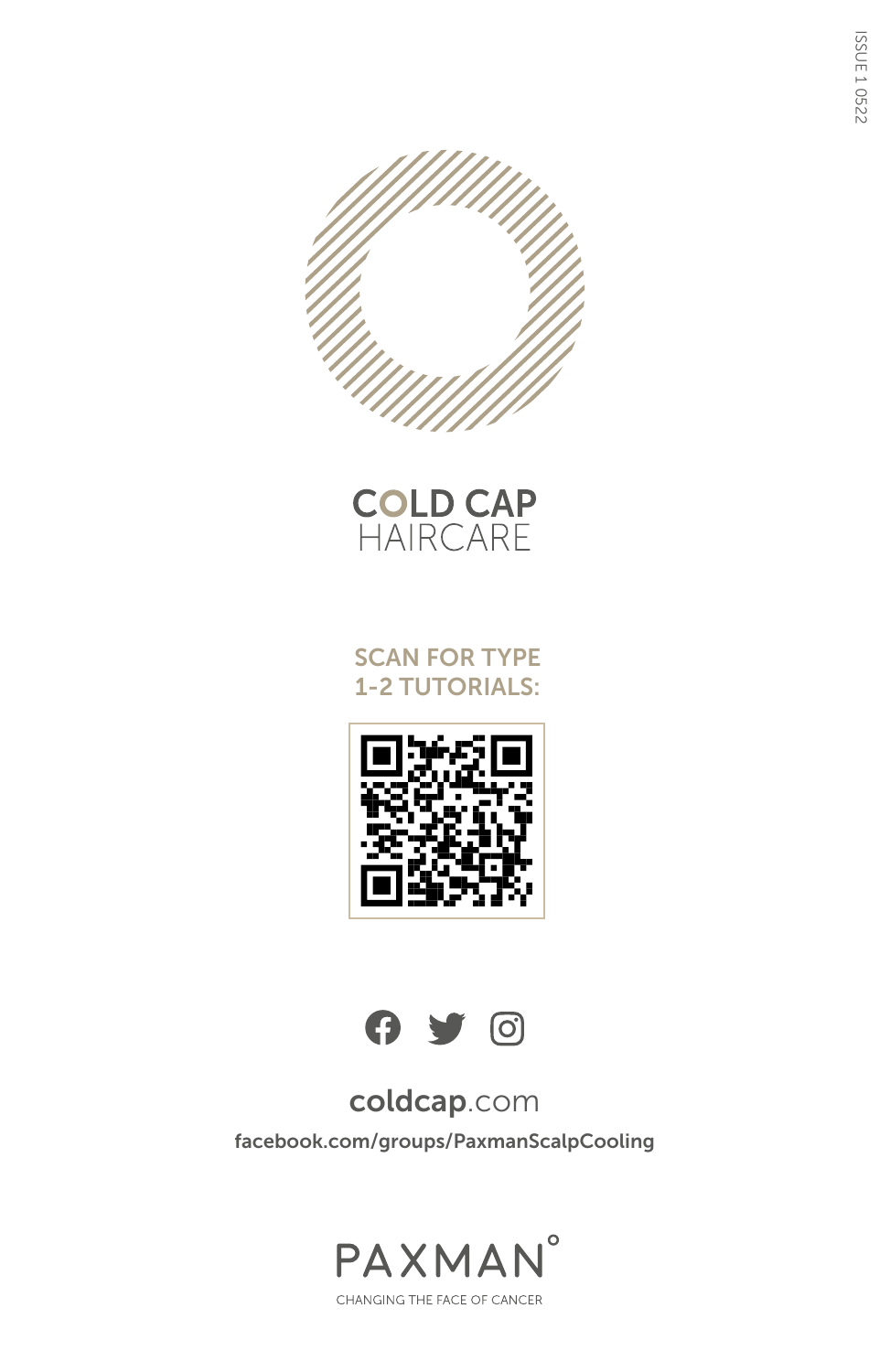COLD CAP
HAIRCARE

SCAN FOR TYPE 1-2 TUTORIALS:

coldcap.com

facebook.com/groups/PaxmanScalpCooling

PAXMAN

CHANGING THE FACE OF CANCER

ISSUE 1 0522